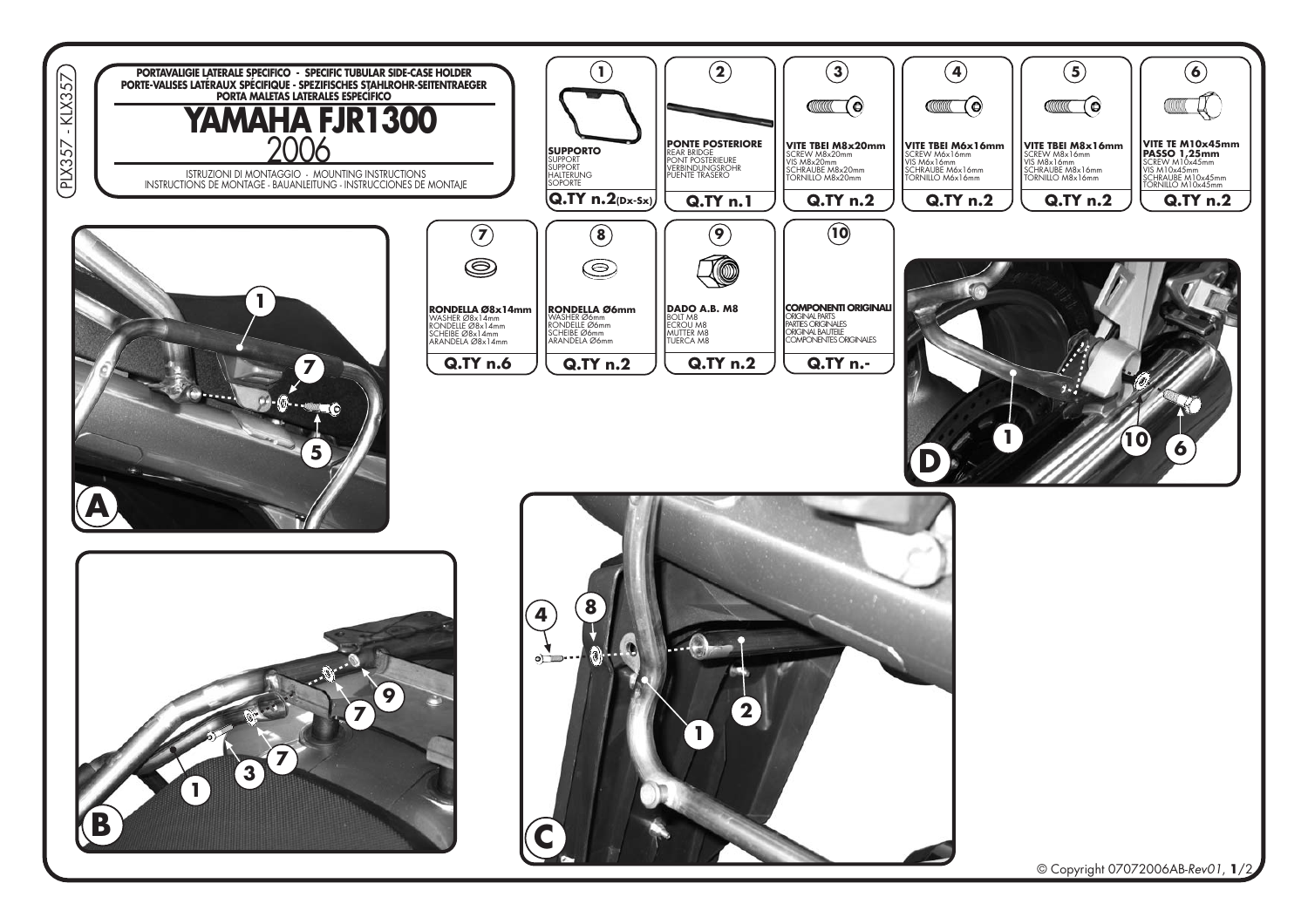PLX357 - KLX357

**PORTAVALIGIE LATERALE SPECIFICO - SPECIFIC TUBULAR SIDE-CASE HOLDER**
**PORTE-VALISES LATÉRAUX SPÉCIFIQUE - SPEZIFISCHES STAHLROHR-SEITENTRAEGER**
**PORTA MALETAS LATERALES ESPECÍFICO**

# YAMAHA FJR1300

## 2006

ISTRUZIONI DI MONTAGGIO - MOUNTING INSTRUCTIONS
INSTRUCTIONS DE MONTAGE - BAUANLEITUNG - INSTRUCCIONES DE MONTAJE

| N. | Descrizione | Q.TY |
|---|---|---|
| 1 | **SUPPORTO** SUPPORT SUPPORT HALTERUNG SOPORTE | Q.TY n.2 (Dx-Sx) |
| 2 | **PONTE POSTERIORE** REAR BRIDGE PONT POSTERIEURE VERBINDUNGSROHR PUENTE TRASERO | Q.TY n.1 |
| 3 | **VITE TBEI M8x20mm** SCREW M8x20mm VIS M8x20mm SCHRAUBE M8x20mm TORNILLO M8x20mm | Q.TY n.2 |
| 4 | **VITE TBEI M6x16mm** SCREW M6x16mm VIS M6x16mm SCHRAUBE M6x16mm TORNILLO M6x16mm | Q.TY n.2 |
| 5 | **VITE TBEI M8x16mm** SCREW M8x16mm VIS M8x16mm SCHRAUBE M8x16mm TORNILLO M8x16mm | Q.TY n.2 |
| 6 | **VITE TE M10x45mm PASSO 1,25mm** SCREW M10x45mm VIS M10x45mm SCHRAUBE M10x45mm TORNILLO M10x45mm | Q.TY n.2 |
| 7 | **RONDELLA Ø8x14mm** WASHER Ø8x14mm RONDELLE Ø8x14mm SCHEIBE Ø8x14mm ARANDELA Ø8x14mm | Q.TY n.6 |
| 8 | **RONDELLA Ø6mm** WASHER Ø6mm RONDELLE Ø6mm SCHEIBE Ø6mm ARANDELA Ø6mm | Q.TY n.2 |
| 9 | **DADO A.B. M8** BOLT M8 ECROU M8 MUTTER M8 TUERCA M8 | Q.TY n.2 |
| 10 | **COMPONENTI ORIGINALI** ORIGINAL PARTS PARTIES ORIGINALES ORIGINAL BAUTEILE COMPONENTES ORIGINALES | Q.TY n.- |

A

B

C

D

© Copyright 07072006AB-*Rev01*, **1**/2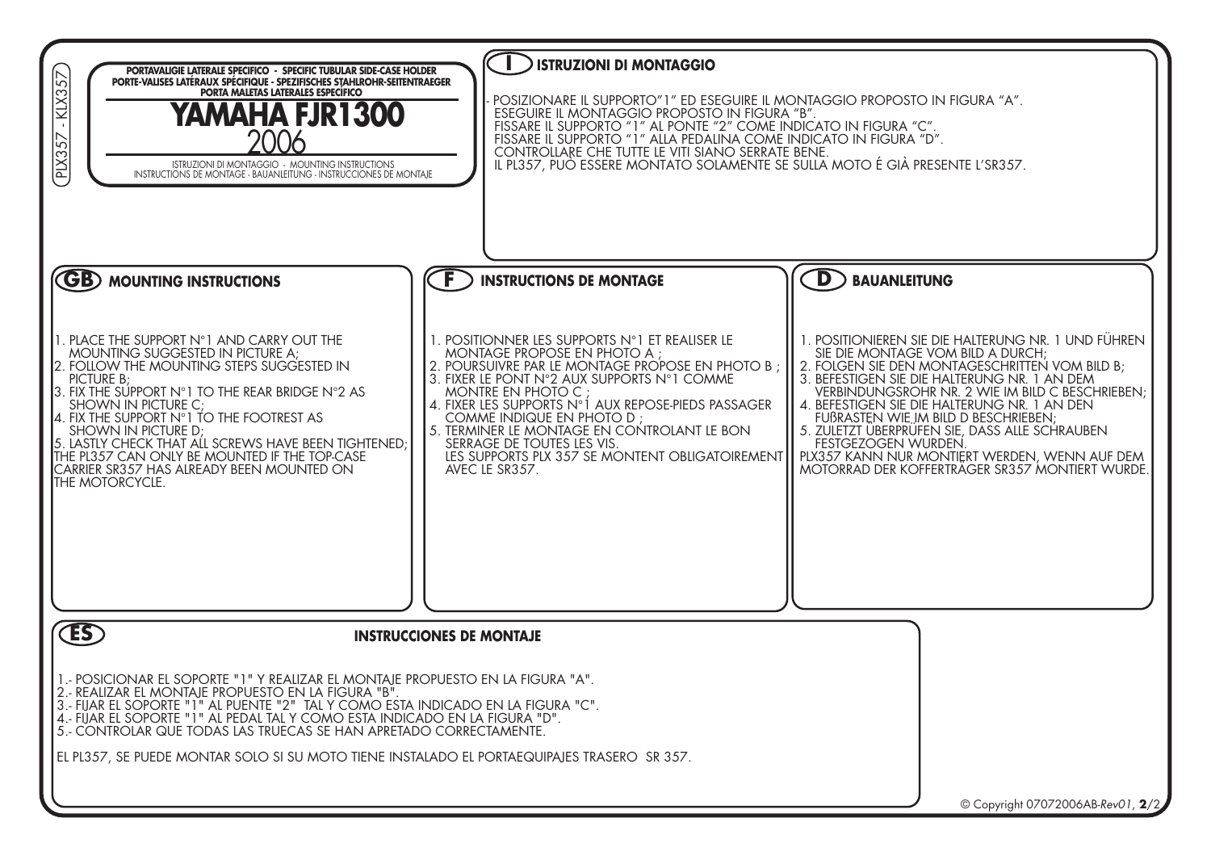PLX357 - KLX357

**PORTAVALIGIE LATERALE SPECIFICO - SPECIFIC TUBULAR SIDE-CASE HOLDER**
**PORTE-VALISES LATÉRAUX SPÉCIFIQUE - SPEZIFISCHES STAHLROHR-SEITENTRAEGER**
**PORTA MALETAS LATERALES ESPECÍFICO**

# YAMAHA FJR1300

## 2006

ISTRUZIONI DI MONTAGGIO - MOUNTING INSTRUCTIONS
INSTRUCTIONS DE MONTAGE - BAUANLEITUNG - INSTRUCCIONES DE MONTAJE

## I ISTRUZIONI DI MONTAGGIO

- POSIZIONARE IL SUPPORTO"1" ED ESEGUIRE IL MONTAGGIO PROPOSTO IN FIGURA "A".
ESEGUIRE IL MONTAGGIO PROPOSTO IN FIGURA "B".
FISSARE IL SUPPORTO "1" AL PONTE "2" COME INDICATO IN FIGURA "C".
FISSARE IL SUPPORTO "1" ALLA PEDALINA COME INDICATO IN FIGURA "D".
CONTROLLARE CHE TUTTE LE VITI SIANO SERRATE BENE.
IL PL357, PUÒ ESSERE MONTATO SOLAMENTE SE SULLA MOTO É GIÀ PRESENTE L'SR357.

## GB MOUNTING INSTRUCTIONS

1. PLACE THE SUPPORT N°1 AND CARRY OUT THE MOUNTING SUGGESTED IN PICTURE A;
2. FOLLOW THE MOUNTING STEPS SUGGESTED IN PICTURE B;
3. FIX THE SUPPORT N°1 TO THE REAR BRIDGE N°2 AS SHOWN IN PICTURE C;
4. FIX THE SUPPORT N°1 TO THE FOOTREST AS SHOWN IN PICTURE D;
5. LASTLY CHECK THAT ALL SCREWS HAVE BEEN TIGHTENED;

THE PL357 CAN ONLY BE MOUNTED IF THE TOP-CASE CARRIER SR357 HAS ALREADY BEEN MOUNTED ON THE MOTORCYCLE.

## F INSTRUCTIONS DE MONTAGE

1. POSITIONNER LES SUPPORTS N°1 ET REALISER LE MONTAGE PROPOSE EN PHOTO A ;
2. POURSUIVRE PAR LE MONTAGE PROPOSE EN PHOTO B ;
3. FIXER LE PONT N°2 AUX SUPPORTS N°1 COMME MONTRE EN PHOTO C ;
4. FIXER LES SUPPORTS N°1 AUX REPOSE-PIEDS PASSAGER COMME INDIQUE EN PHOTO D ;
5. TERMINER LE MONTAGE EN CONTROLANT LE BON SERRAGE DE TOUTES LES VIS.
LES SUPPORTS PLX 357 SE MONTENT OBLIGATOIREMENT AVEC LE SR357.

## D BAUANLEITUNG

1. POSITIONIEREN SIE DIE HALTERUNG NR. 1 UND FÜHREN SIE DIE MONTAGE VOM BILD A DURCH;
2. FOLGEN SIE DEN MONTAGESCHRITTEN VOM BILD B;
3. BEFESTIGEN SIE DIE HALTERUNG NR. 1 AN DEM VERBINDUNGSROHR NR. 2 WIE IM BILD C BESCHRIEBEN;
4. BEFESTIGEN SIE DIE HALTERUNG NR. 1 AN DEN FUßRASTEN WIE IM BILD D BESCHRIEBEN;
5. ZULETZT ÜBERPRÜFEN SIE, DASS ALLE SCHRAUBEN FESTGEZOGEN WURDEN.

PLX357 KANN NUR MONTIERT WERDEN, WENN AUF DEM MOTORRAD DER KOFFERTRÄGER SR357 MONTIERT WURDE.

## ES INSTRUCCIONES DE MONTAJE

1.- POSICIONAR EL SOPORTE "1" Y REALIZAR EL MONTAJE PROPUESTO EN LA FIGURA "A".
2.- REALIZAR EL MONTAJE PROPUESTO EN LA FIGURA "B".
3.- FIJAR EL SOPORTE "1" AL PUENTE "2" TAL Y COMO ESTA INDICADO EN LA FIGURA "C".
4.- FIJAR EL SOPORTE "1" AL PEDAL TAL Y COMO ESTA INDICADO EN LA FIGURA "D".
5.- CONTROLAR QUE TODAS LAS TRUECAS SE HAN APRETADO CORRECTAMENTE.

EL PL357, SE PUEDE MONTAR SOLO SI SU MOTO TIENE INSTALADO EL PORTAEQUIPAJES TRASERO SR 357.

© Copyright 07072006AB-*Rev01*